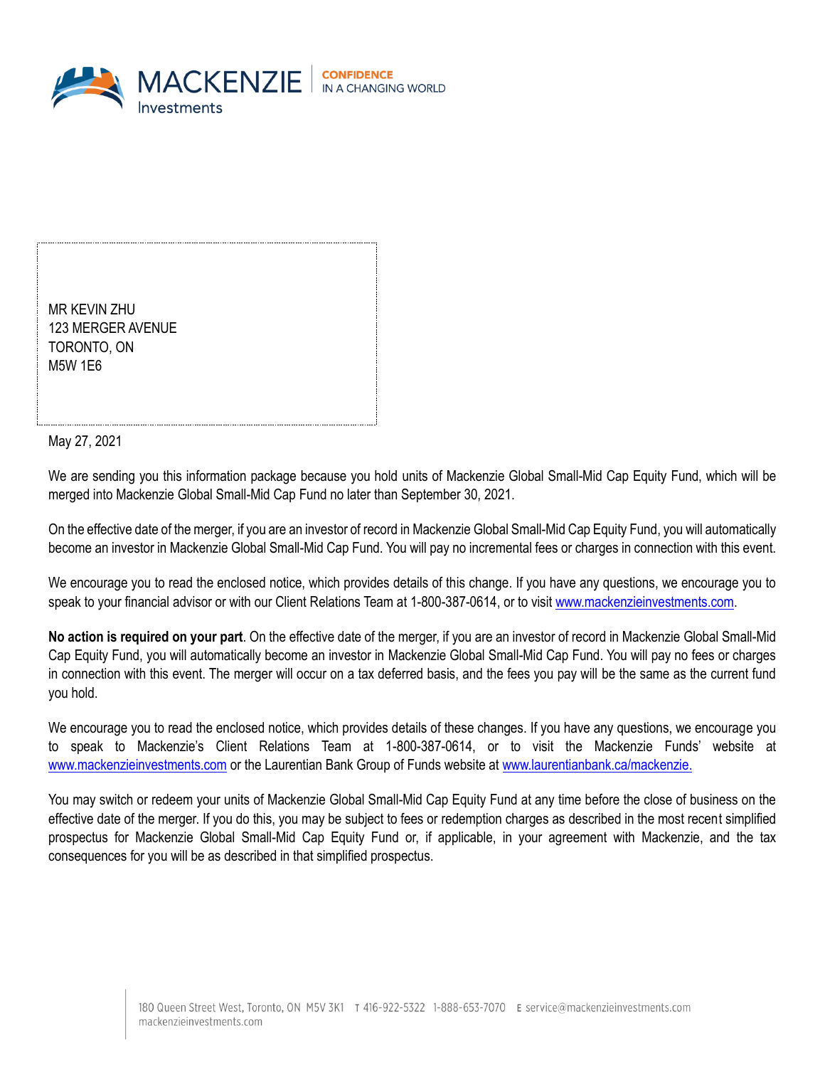MACKENZIE Investments | CONFIDENCE IN A CHANGING WORLD

MR KEVIN ZHU
123 MERGER AVENUE
TORONTO, ON
M5W 1E6

May 27, 2021

We are sending you this information package because you hold units of Mackenzie Global Small-Mid Cap Equity Fund, which will be merged into Mackenzie Global Small-Mid Cap Fund no later than September 30, 2021.

On the effective date of the merger, if you are an investor of record in Mackenzie Global Small-Mid Cap Equity Fund, you will automatically become an investor in Mackenzie Global Small-Mid Cap Fund. You will pay no incremental fees or charges in connection with this event.

We encourage you to read the enclosed notice, which provides details of this change. If you have any questions, we encourage you to speak to your financial advisor or with our Client Relations Team at 1-800-387-0614, or to visit www.mackenzieinvestments.com.

**No action is required on your part**. On the effective date of the merger, if you are an investor of record in Mackenzie Global Small-Mid Cap Equity Fund, you will automatically become an investor in Mackenzie Global Small-Mid Cap Fund. You will pay no fees or charges in connection with this event. The merger will occur on a tax deferred basis, and the fees you pay will be the same as the current fund you hold.

We encourage you to read the enclosed notice, which provides details of these changes. If you have any questions, we encourage you to speak to Mackenzie's Client Relations Team at 1-800-387-0614, or to visit the Mackenzie Funds' website at www.mackenzieinvestments.com or the Laurentian Bank Group of Funds website at www.laurentianbank.ca/mackenzie.

You may switch or redeem your units of Mackenzie Global Small-Mid Cap Equity Fund at any time before the close of business on the effective date of the merger. If you do this, you may be subject to fees or redemption charges as described in the most recent simplified prospectus for Mackenzie Global Small-Mid Cap Equity Fund or, if applicable, in your agreement with Mackenzie, and the tax consequences for you will be as described in that simplified prospectus.

180 Queen Street West, Toronto, ON M5V 3K1 T 416-922-5322 1-888-653-7070 E service@mackenzieinvestments.com
mackenzieinvestments.com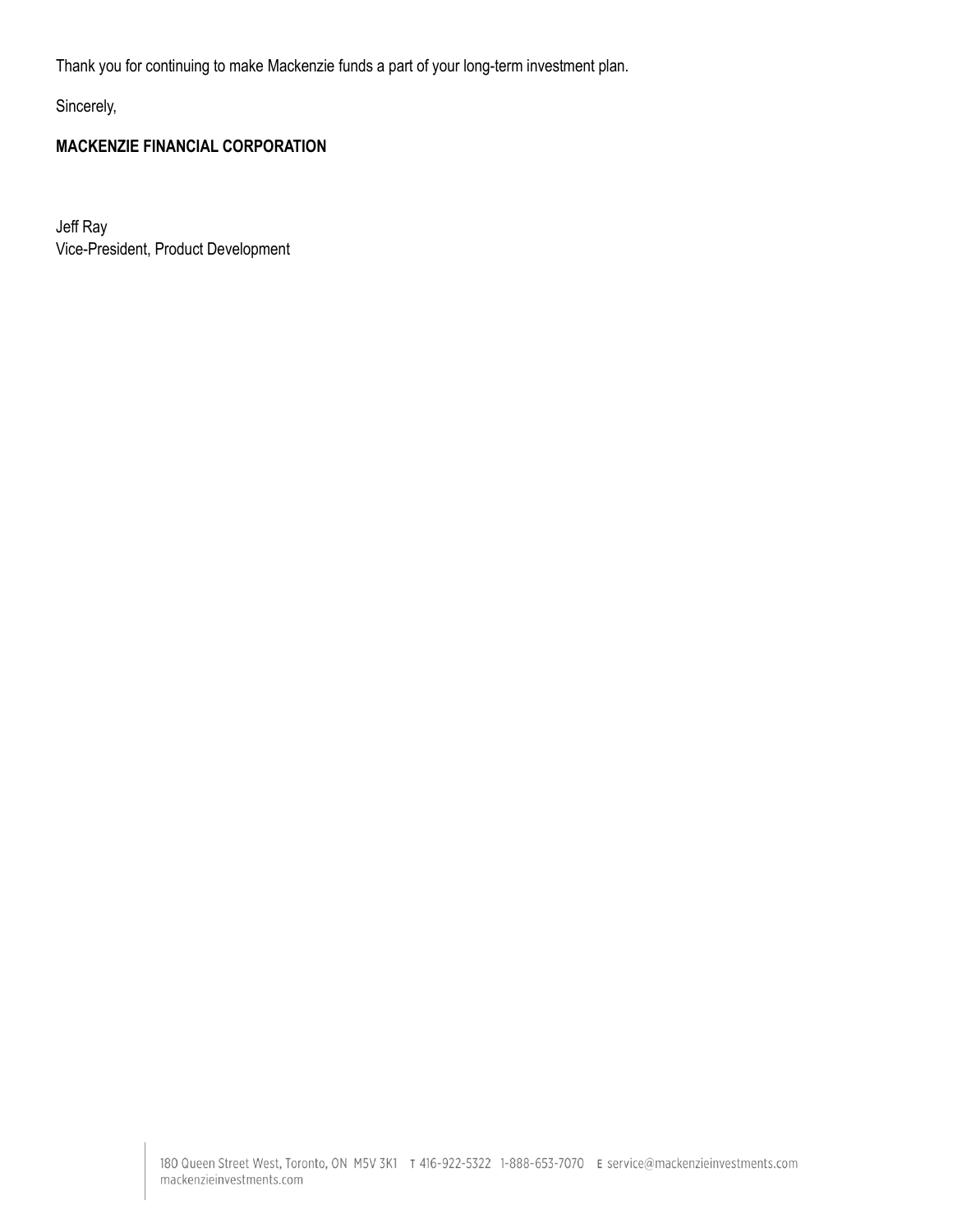Thank you for continuing to make Mackenzie funds a part of your long-term investment plan.

Sincerely,

**MACKENZIE FINANCIAL CORPORATION**

Jeff Ray
Vice-President, Product Development

180 Queen Street West, Toronto, ON M5V 3K1 T 416-922-5322 1-888-653-7070 E service@mackenzieinvestments.com
mackenzieinvestments.com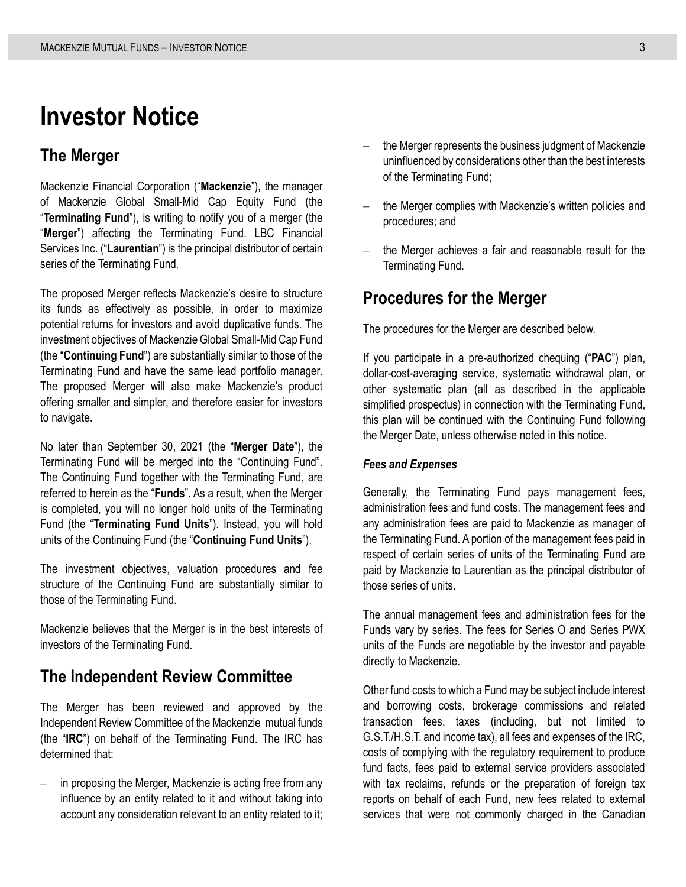# Investor Notice

## The Merger

Mackenzie Financial Corporation ("**Mackenzie**"), the manager of Mackenzie Global Small-Mid Cap Equity Fund (the "**Terminating Fund**"), is writing to notify you of a merger (the "**Merger**") affecting the Terminating Fund. LBC Financial Services Inc. ("**Laurentian**") is the principal distributor of certain series of the Terminating Fund.

The proposed Merger reflects Mackenzie's desire to structure its funds as effectively as possible, in order to maximize potential returns for investors and avoid duplicative funds. The investment objectives of Mackenzie Global Small-Mid Cap Fund (the "**Continuing Fund**") are substantially similar to those of the Terminating Fund and have the same lead portfolio manager. The proposed Merger will also make Mackenzie's product offering smaller and simpler, and therefore easier for investors to navigate.

No later than September 30, 2021 (the "**Merger Date**"), the Terminating Fund will be merged into the "Continuing Fund". The Continuing Fund together with the Terminating Fund, are referred to herein as the "**Funds**". As a result, when the Merger is completed, you will no longer hold units of the Terminating Fund (the "**Terminating Fund Units**"). Instead, you will hold units of the Continuing Fund (the "**Continuing Fund Units**").

The investment objectives, valuation procedures and fee structure of the Continuing Fund are substantially similar to those of the Terminating Fund.

Mackenzie believes that the Merger is in the best interests of investors of the Terminating Fund.

## The Independent Review Committee

The Merger has been reviewed and approved by the Independent Review Committee of the Mackenzie mutual funds (the "**IRC**") on behalf of the Terminating Fund. The IRC has determined that:

- in proposing the Merger, Mackenzie is acting free from any influence by an entity related to it and without taking into account any consideration relevant to an entity related to it;
- the Merger represents the business judgment of Mackenzie uninfluenced by considerations other than the best interests of the Terminating Fund;
- the Merger complies with Mackenzie's written policies and procedures; and
- the Merger achieves a fair and reasonable result for the Terminating Fund.

## Procedures for the Merger

The procedures for the Merger are described below.

If you participate in a pre-authorized chequing ("**PAC**") plan, dollar-cost-averaging service, systematic withdrawal plan, or other systematic plan (all as described in the applicable simplified prospectus) in connection with the Terminating Fund, this plan will be continued with the Continuing Fund following the Merger Date, unless otherwise noted in this notice.

### *Fees and Expenses*

Generally, the Terminating Fund pays management fees, administration fees and fund costs. The management fees and any administration fees are paid to Mackenzie as manager of the Terminating Fund. A portion of the management fees paid in respect of certain series of units of the Terminating Fund are paid by Mackenzie to Laurentian as the principal distributor of those series of units.

The annual management fees and administration fees for the Funds vary by series. The fees for Series O and Series PWX units of the Funds are negotiable by the investor and payable directly to Mackenzie.

Other fund costs to which a Fund may be subject include interest and borrowing costs, brokerage commissions and related transaction fees, taxes (including, but not limited to G.S.T./H.S.T. and income tax), all fees and expenses of the IRC, costs of complying with the regulatory requirement to produce fund facts, fees paid to external service providers associated with tax reclaims, refunds or the preparation of foreign tax reports on behalf of each Fund, new fees related to external services that were not commonly charged in the Canadian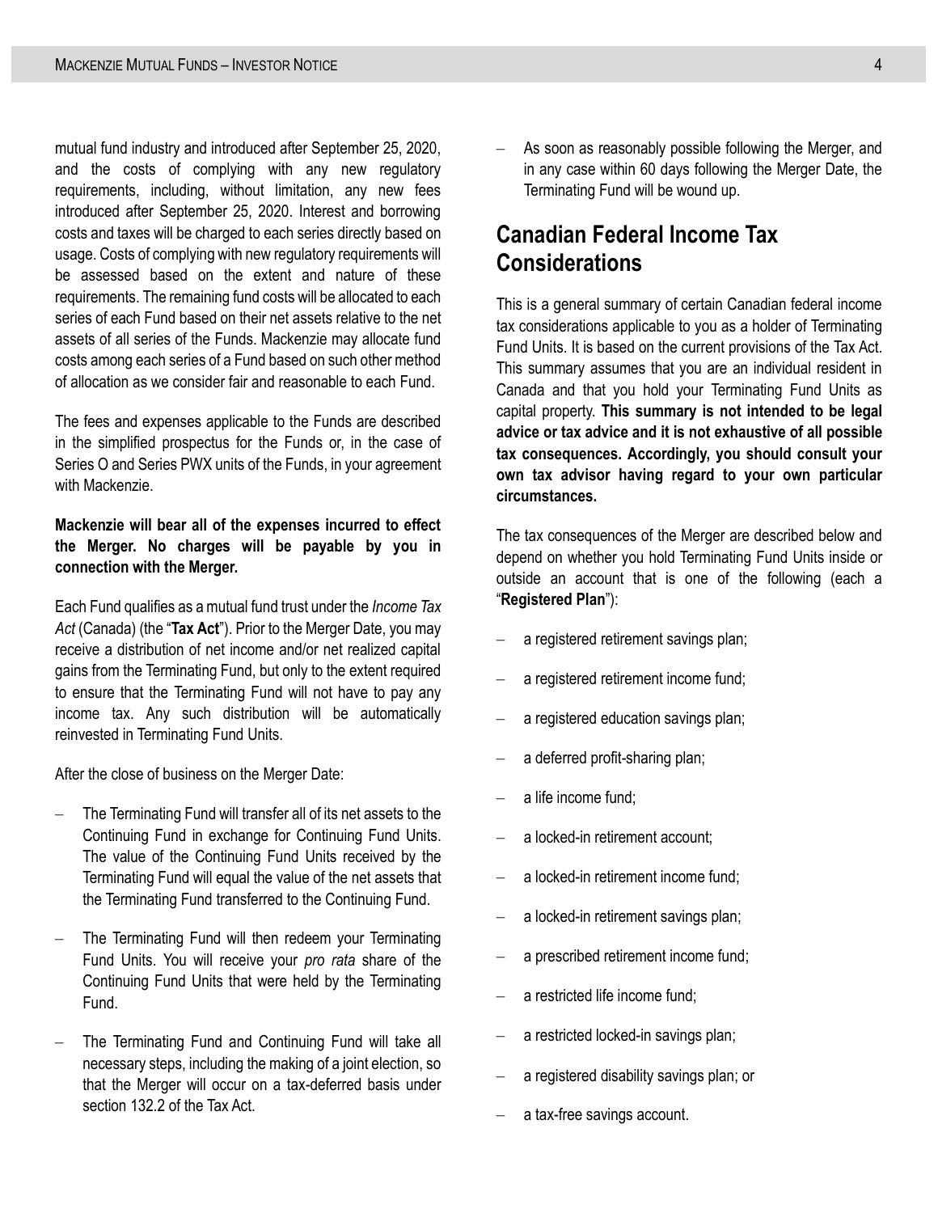mutual fund industry and introduced after September 25, 2020, and the costs of complying with any new regulatory requirements, including, without limitation, any new fees introduced after September 25, 2020. Interest and borrowing costs and taxes will be charged to each series directly based on usage. Costs of complying with new regulatory requirements will be assessed based on the extent and nature of these requirements. The remaining fund costs will be allocated to each series of each Fund based on their net assets relative to the net assets of all series of the Funds. Mackenzie may allocate fund costs among each series of a Fund based on such other method of allocation as we consider fair and reasonable to each Fund.

The fees and expenses applicable to the Funds are described in the simplified prospectus for the Funds or, in the case of Series O and Series PWX units of the Funds, in your agreement with Mackenzie.

**Mackenzie will bear all of the expenses incurred to effect the Merger. No charges will be payable by you in connection with the Merger.**

Each Fund qualifies as a mutual fund trust under the *Income Tax Act* (Canada) (the "**Tax Act**"). Prior to the Merger Date, you may receive a distribution of net income and/or net realized capital gains from the Terminating Fund, but only to the extent required to ensure that the Terminating Fund will not have to pay any income tax. Any such distribution will be automatically reinvested in Terminating Fund Units.

After the close of business on the Merger Date:

- The Terminating Fund will transfer all of its net assets to the Continuing Fund in exchange for Continuing Fund Units. The value of the Continuing Fund Units received by the Terminating Fund will equal the value of the net assets that the Terminating Fund transferred to the Continuing Fund.
- The Terminating Fund will then redeem your Terminating Fund Units. You will receive your *pro rata* share of the Continuing Fund Units that were held by the Terminating Fund.
- The Terminating Fund and Continuing Fund will take all necessary steps, including the making of a joint election, so that the Merger will occur on a tax-deferred basis under section 132.2 of the Tax Act.
- As soon as reasonably possible following the Merger, and in any case within 60 days following the Merger Date, the Terminating Fund will be wound up.

## Canadian Federal Income Tax Considerations

This is a general summary of certain Canadian federal income tax considerations applicable to you as a holder of Terminating Fund Units. It is based on the current provisions of the Tax Act. This summary assumes that you are an individual resident in Canada and that you hold your Terminating Fund Units as capital property. **This summary is not intended to be legal advice or tax advice and it is not exhaustive of all possible tax consequences. Accordingly, you should consult your own tax advisor having regard to your own particular circumstances.**

The tax consequences of the Merger are described below and depend on whether you hold Terminating Fund Units inside or outside an account that is one of the following (each a "**Registered Plan**"):

- a registered retirement savings plan;
- a registered retirement income fund;
- a registered education savings plan;
- a deferred profit-sharing plan;
- a life income fund;
- a locked-in retirement account;
- a locked-in retirement income fund;
- a locked-in retirement savings plan;
- a prescribed retirement income fund;
- a restricted life income fund;
- a restricted locked-in savings plan;
- a registered disability savings plan; or
- a tax-free savings account.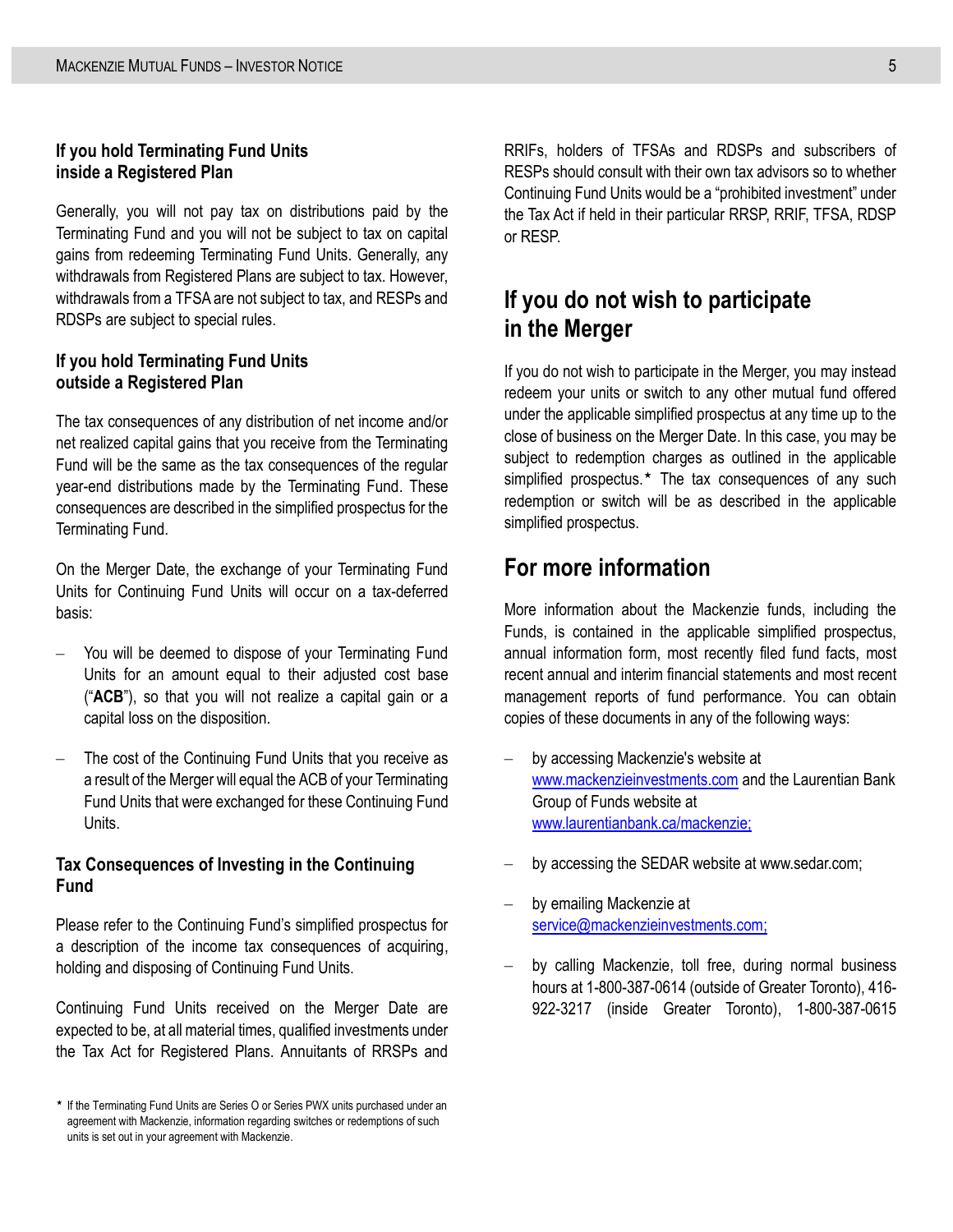### If you hold Terminating Fund Units inside a Registered Plan

Generally, you will not pay tax on distributions paid by the Terminating Fund and you will not be subject to tax on capital gains from redeeming Terminating Fund Units. Generally, any withdrawals from Registered Plans are subject to tax. However, withdrawals from a TFSA are not subject to tax, and RESPs and RDSPs are subject to special rules.

### If you hold Terminating Fund Units outside a Registered Plan

The tax consequences of any distribution of net income and/or net realized capital gains that you receive from the Terminating Fund will be the same as the tax consequences of the regular year-end distributions made by the Terminating Fund. These consequences are described in the simplified prospectus for the Terminating Fund.

On the Merger Date, the exchange of your Terminating Fund Units for Continuing Fund Units will occur on a tax-deferred basis:

- You will be deemed to dispose of your Terminating Fund Units for an amount equal to their adjusted cost base ("**ACB**"), so that you will not realize a capital gain or a capital loss on the disposition.
- The cost of the Continuing Fund Units that you receive as a result of the Merger will equal the ACB of your Terminating Fund Units that were exchanged for these Continuing Fund Units.

### Tax Consequences of Investing in the Continuing Fund

Please refer to the Continuing Fund's simplified prospectus for a description of the income tax consequences of acquiring, holding and disposing of Continuing Fund Units.

Continuing Fund Units received on the Merger Date are expected to be, at all material times, qualified investments under the Tax Act for Registered Plans. Annuitants of RRSPs and RRIFs, holders of TFSAs and RDSPs and subscribers of RESPs should consult with their own tax advisors so to whether Continuing Fund Units would be a "prohibited investment" under the Tax Act if held in their particular RRSP, RRIF, TFSA, RDSP or RESP.

## If you do not wish to participate in the Merger

If you do not wish to participate in the Merger, you may instead redeem your units or switch to any other mutual fund offered under the applicable simplified prospectus at any time up to the close of business on the Merger Date. In this case, you may be subject to redemption charges as outlined in the applicable simplified prospectus.* The tax consequences of any such redemption or switch will be as described in the applicable simplified prospectus.

## For more information

More information about the Mackenzie funds, including the Funds, is contained in the applicable simplified prospectus, annual information form, most recently filed fund facts, most recent annual and interim financial statements and most recent management reports of fund performance. You can obtain copies of these documents in any of the following ways:

- by accessing Mackenzie's website at www.mackenzieinvestments.com and the Laurentian Bank Group of Funds website at www.laurentianbank.ca/mackenzie;
- by accessing the SEDAR website at www.sedar.com;
- by emailing Mackenzie at service@mackenzieinvestments.com;
- by calling Mackenzie, toll free, during normal business hours at 1-800-387-0614 (outside of Greater Toronto), 416-922-3217 (inside Greater Toronto), 1-800-387-0615

* If the Terminating Fund Units are Series O or Series PWX units purchased under an agreement with Mackenzie, information regarding switches or redemptions of such units is set out in your agreement with Mackenzie.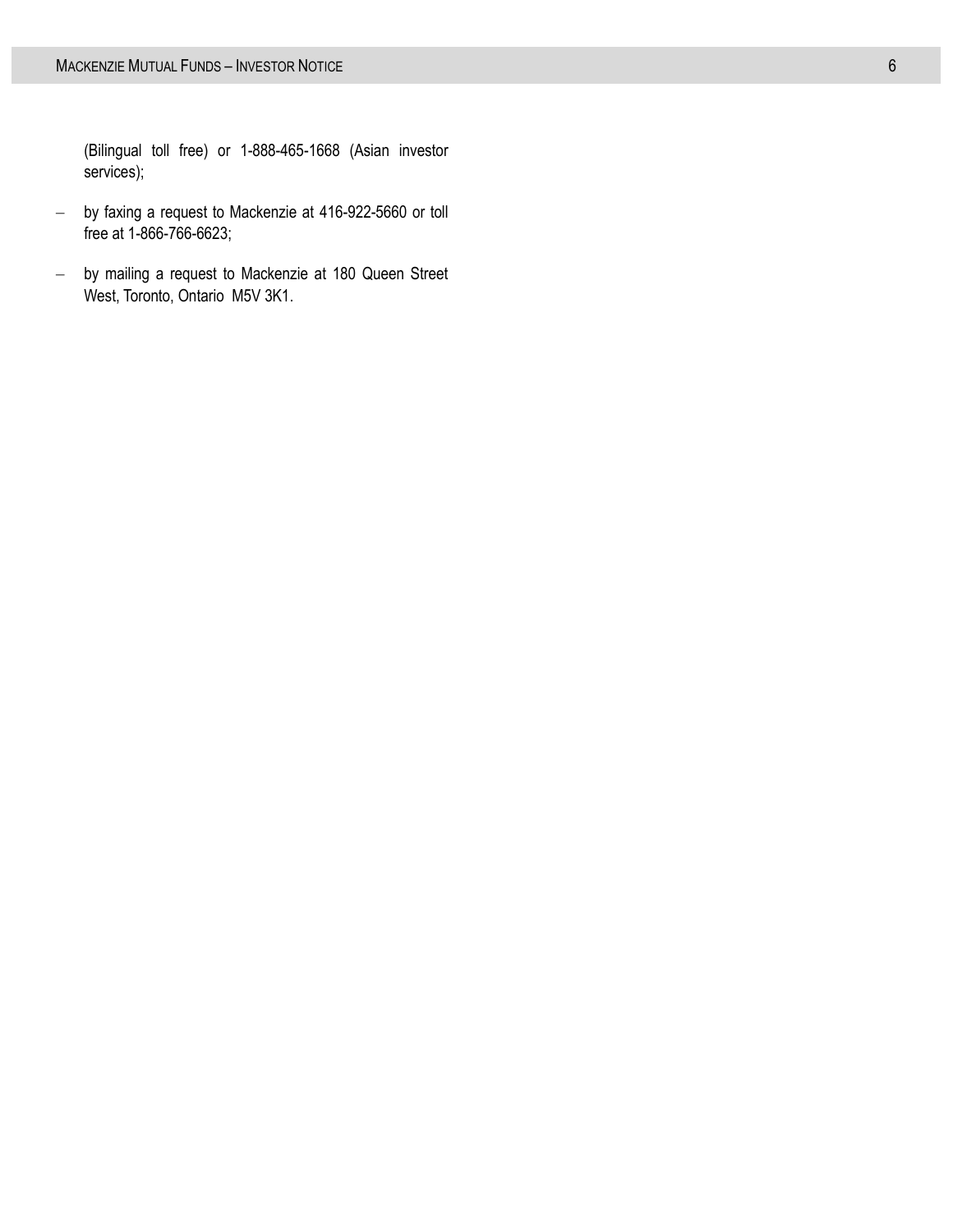(Bilingual toll free) or 1-888-465-1668 (Asian investor services);

- by faxing a request to Mackenzie at 416-922-5660 or toll free at 1-866-766-6623;
- by mailing a request to Mackenzie at 180 Queen Street West, Toronto, Ontario M5V 3K1.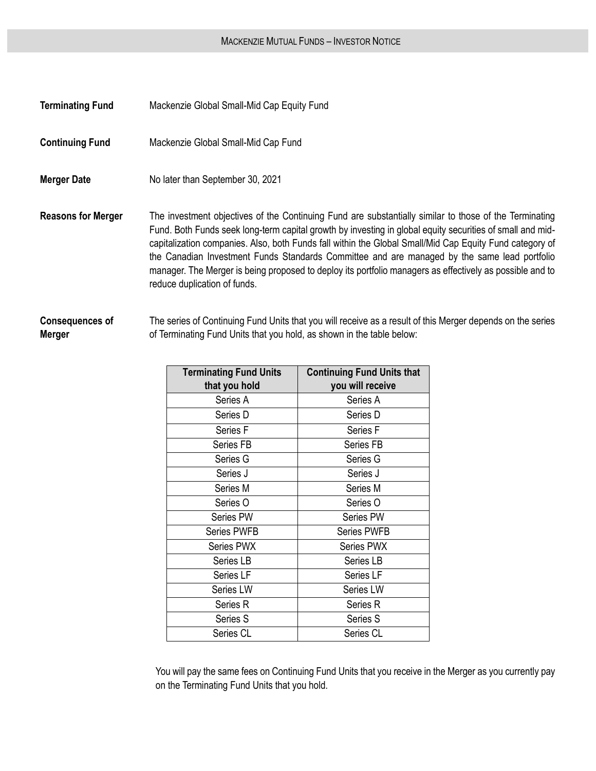**Terminating Fund** Mackenzie Global Small-Mid Cap Equity Fund

**Continuing Fund** Mackenzie Global Small-Mid Cap Fund

**Merger Date** No later than September 30, 2021

**Reasons for Merger** The investment objectives of the Continuing Fund are substantially similar to those of the Terminating Fund. Both Funds seek long-term capital growth by investing in global equity securities of small and mid-capitalization companies. Also, both Funds fall within the Global Small/Mid Cap Equity Fund category of the Canadian Investment Funds Standards Committee and are managed by the same lead portfolio manager. The Merger is being proposed to deploy its portfolio managers as effectively as possible and to reduce duplication of funds.

**Consequences of Merger** The series of Continuing Fund Units that you will receive as a result of this Merger depends on the series of Terminating Fund Units that you hold, as shown in the table below:

| Terminating Fund Units that you hold | Continuing Fund Units that you will receive |
|---|---|
| Series A | Series A |
| Series D | Series D |
| Series F | Series F |
| Series FB | Series FB |
| Series G | Series G |
| Series J | Series J |
| Series M | Series M |
| Series O | Series O |
| Series PW | Series PW |
| Series PWFB | Series PWFB |
| Series PWX | Series PWX |
| Series LB | Series LB |
| Series LF | Series LF |
| Series LW | Series LW |
| Series R | Series R |
| Series S | Series S |
| Series CL | Series CL |

You will pay the same fees on Continuing Fund Units that you receive in the Merger as you currently pay on the Terminating Fund Units that you hold.